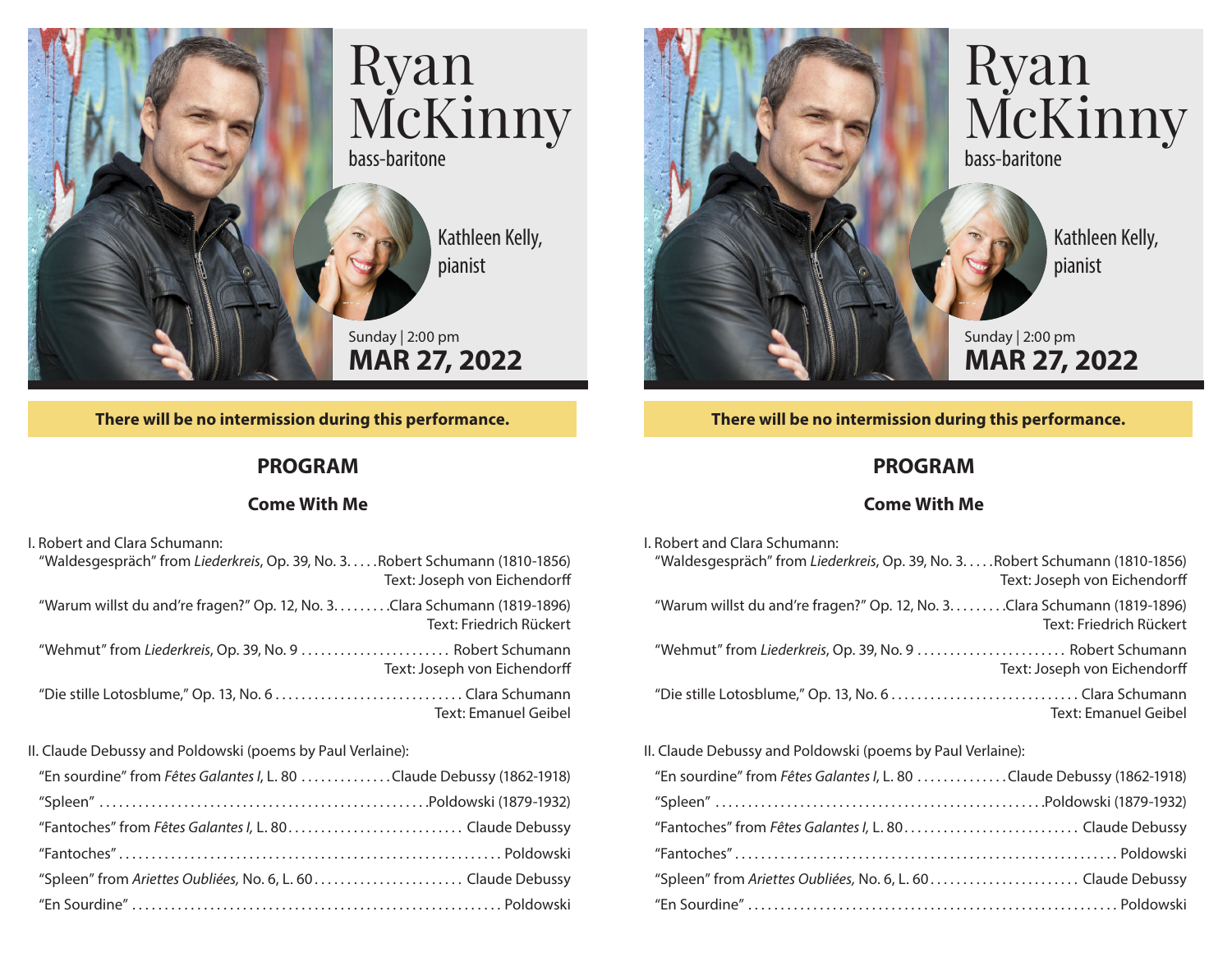# Ryan McKinny

bass-baritone

Kathleen Kelly, pianist

Sunday | 2:00 pm

**MAR 27, 2022**

**There will be no intermission during this performance.**

## PROGRAM

### Come With Me

I. Robert and Clara Schumann:

"Waldesgespräch" from *Liederkreis*, Op. 39, No. 3. . . . . Robert Schumann (1810-1856)
Text: Joseph von Eichendorff

"Warum willst du and're fragen?" Op. 12, No. 3. . . . . . . . . Clara Schumann (1819-1896)
Text: Friedrich Rückert

"Wehmut" from *Liederkreis*, Op. 39, No. 9 . . . . . . . . . . . . . . . . . . . . . . . Robert Schumann
Text: Joseph von Eichendorff

"Die stille Lotosblume," Op. 13, No. 6 . . . . . . . . . . . . . . . . . . . . . . . . . . . . . Clara Schumann
Text: Emanuel Geibel

II. Claude Debussy and Poldowski (poems by Paul Verlaine):

"En sourdine" from *Fêtes Galantes I*, L. 80 . . . . . . . . . . . . . . Claude Debussy (1862-1918)

"Spleen" . . . . . . . . . . . . . . . . . . . . . . . . . . . . . . . . . . . . . . . . . . . . . . . . . . . Poldowski (1879-1932)

"Fantoches" from *Fêtes Galantes I,* L. 80. . . . . . . . . . . . . . . . . . . . . . . . . . . Claude Debussy

"Fantoches" . . . . . . . . . . . . . . . . . . . . . . . . . . . . . . . . . . . . . . . . . . . . . . . . . . . . . . . . . . . Poldowski

"Spleen" from *Ariettes Oubliées,* No. 6, L. 60. . . . . . . . . . . . . . . . . . . . . . . Claude Debussy

"En Sourdine" . . . . . . . . . . . . . . . . . . . . . . . . . . . . . . . . . . . . . . . . . . . . . . . . . . . . . . . Poldowski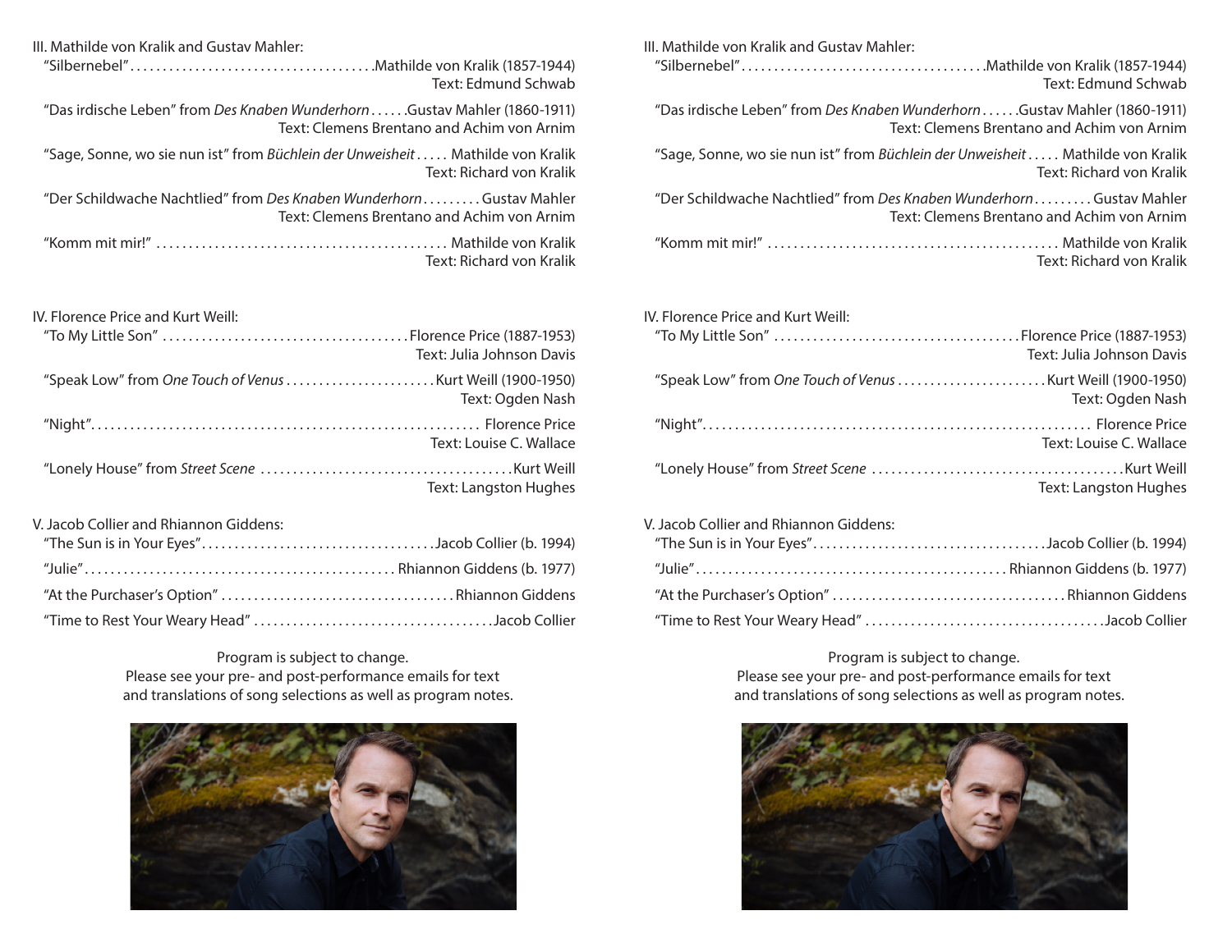III. Mathilde von Kralik and Gustav Mahler:

"Silbernebel" .... Mathilde von Kralik (1857-1944)
Text: Edmund Schwab

"Das irdische Leben" from *Des Knaben Wunderhorn* .... Gustav Mahler (1860-1911)
Text: Clemens Brentano and Achim von Arnim

"Sage, Sonne, wo sie nun ist" from *Büchlein der Unweisheit* .... Mathilde von Kralik
Text: Richard von Kralik

"Der Schildwache Nachtlied" from *Des Knaben Wunderhorn* .... Gustav Mahler
Text: Clemens Brentano and Achim von Arnim

"Komm mit mir!" .... Mathilde von Kralik
Text: Richard von Kralik

IV. Florence Price and Kurt Weill:

"To My Little Son" .... Florence Price (1887-1953)
Text: Julia Johnson Davis

"Speak Low" from *One Touch of Venus* .... Kurt Weill (1900-1950)
Text: Ogden Nash

"Night" .... Florence Price
Text: Louise C. Wallace

"Lonely House" from *Street Scene* .... Kurt Weill
Text: Langston Hughes

V. Jacob Collier and Rhiannon Giddens:

"The Sun is in Your Eyes" .... Jacob Collier (b. 1994)

"Julie" .... Rhiannon Giddens (b. 1977)

"At the Purchaser's Option" .... Rhiannon Giddens

"Time to Rest Your Weary Head" .... Jacob Collier

Program is subject to change.
Please see your pre- and post-performance emails for text
and translations of song selections as well as program notes.

III. Mathilde von Kralik and Gustav Mahler:

"Silbernebel" .... Mathilde von Kralik (1857-1944)
Text: Edmund Schwab

"Das irdische Leben" from *Des Knaben Wunderhorn* .... Gustav Mahler (1860-1911)
Text: Clemens Brentano and Achim von Arnim

"Sage, Sonne, wo sie nun ist" from *Büchlein der Unweisheit* .... Mathilde von Kralik
Text: Richard von Kralik

"Der Schildwache Nachtlied" from *Des Knaben Wunderhorn* .... Gustav Mahler
Text: Clemens Brentano and Achim von Arnim

"Komm mit mir!" .... Mathilde von Kralik
Text: Richard von Kralik

IV. Florence Price and Kurt Weill:

"To My Little Son" .... Florence Price (1887-1953)
Text: Julia Johnson Davis

"Speak Low" from *One Touch of Venus* .... Kurt Weill (1900-1950)
Text: Ogden Nash

"Night" .... Florence Price
Text: Louise C. Wallace

"Lonely House" from *Street Scene* .... Kurt Weill
Text: Langston Hughes

V. Jacob Collier and Rhiannon Giddens:

"The Sun is in Your Eyes" .... Jacob Collier (b. 1994)

"Julie" .... Rhiannon Giddens (b. 1977)

"At the Purchaser's Option" .... Rhiannon Giddens

"Time to Rest Your Weary Head" .... Jacob Collier

Program is subject to change.
Please see your pre- and post-performance emails for text
and translations of song selections as well as program notes.